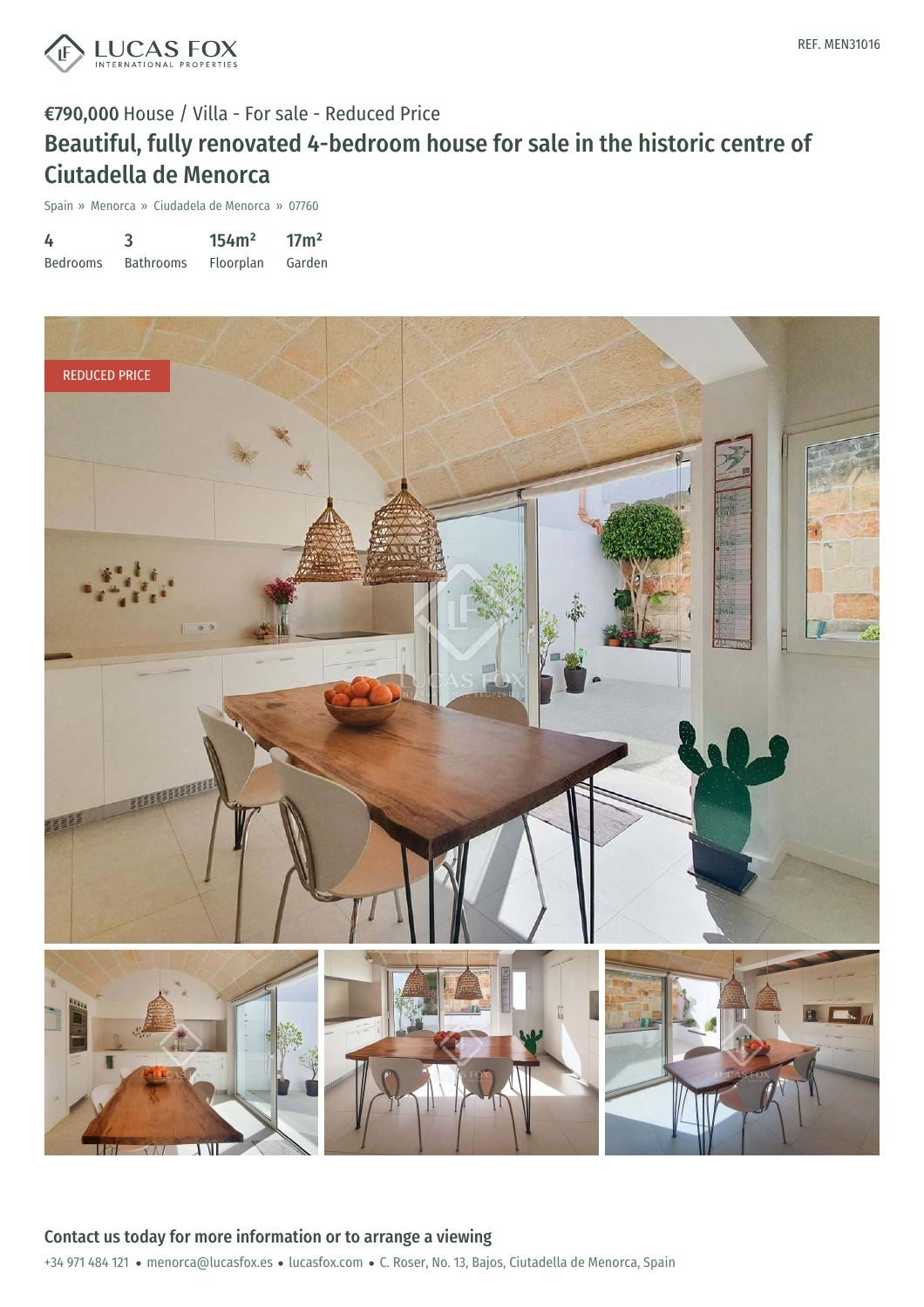LUCAS FOX
INTERNATIONAL PROPERTIES

REF. MEN31016

€790,000 House / Villa - For sale - Reduced Price

# Beautiful, fully renovated 4-bedroom house for sale in the historic centre of Ciutadella de Menorca

Spain » Menorca » Ciudadela de Menorca » 07760

| 4 | 3 | 154m² | 17m² |
|---|---|---|---|
| Bedrooms | Bathrooms | Floorplan | Garden |

REDUCED PRICE

## Contact us today for more information or to arrange a viewing

+34 971 484 121 • menorca@lucasfox.es • lucasfox.com • C. Roser, No. 13, Bajos, Ciutadella de Menorca, Spain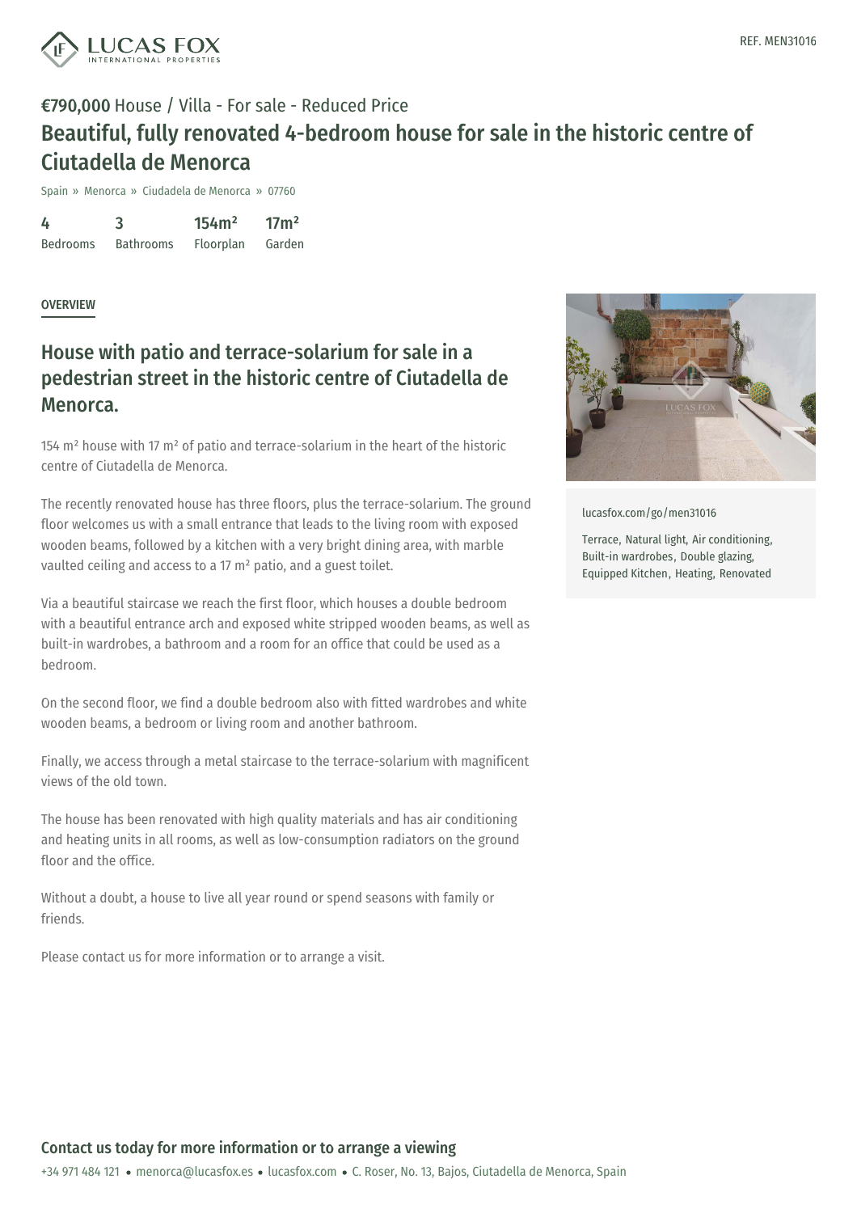**€790,000** House / Villa - For sale - Reduced Price

# Beautiful, fully renovated 4-bedroom house for sale in the historic centre of Ciutadella de Menorca

Spain » Menorca » Ciudadela de Menorca » 07760

| 4 | 3 | 154m² | 17m² |
|---|---|---|---|
| Bedrooms | Bathrooms | Floorplan | Garden |

## OVERVIEW

## House with patio and terrace-solarium for sale in a pedestrian street in the historic centre of Ciutadella de Menorca.

154 m² house with 17 m² of patio and terrace-solarium in the heart of the historic centre of Ciutadella de Menorca.

The recently renovated house has three floors, plus the terrace-solarium. The ground floor welcomes us with a small entrance that leads to the living room with exposed wooden beams, followed by a kitchen with a very bright dining area, with marble vaulted ceiling and access to a 17 m² patio, and a guest toilet.

Via a beautiful staircase we reach the first floor, which houses a double bedroom with a beautiful entrance arch and exposed white stripped wooden beams, as well as built-in wardrobes, a bathroom and a room for an office that could be used as a bedroom.

On the second floor, we find a double bedroom also with fitted wardrobes and white wooden beams, a bedroom or living room and another bathroom.

Finally, we access through a metal staircase to the terrace-solarium with magnificent views of the old town.

The house has been renovated with high quality materials and has air conditioning and heating units in all rooms, as well as low-consumption radiators on the ground floor and the office.

Without a doubt, a house to live all year round or spend seasons with family or friends.

Please contact us for more information or to arrange a visit.

lucasfox.com/go/men31016

Terrace, Natural light, Air conditioning, Built-in wardrobes, Double glazing, Equipped Kitchen, Heating, Renovated

## Contact us today for more information or to arrange a viewing

+34 971 484 121 • menorca@lucasfox.es • lucasfox.com • C. Roser, No. 13, Bajos, Ciutadella de Menorca, Spain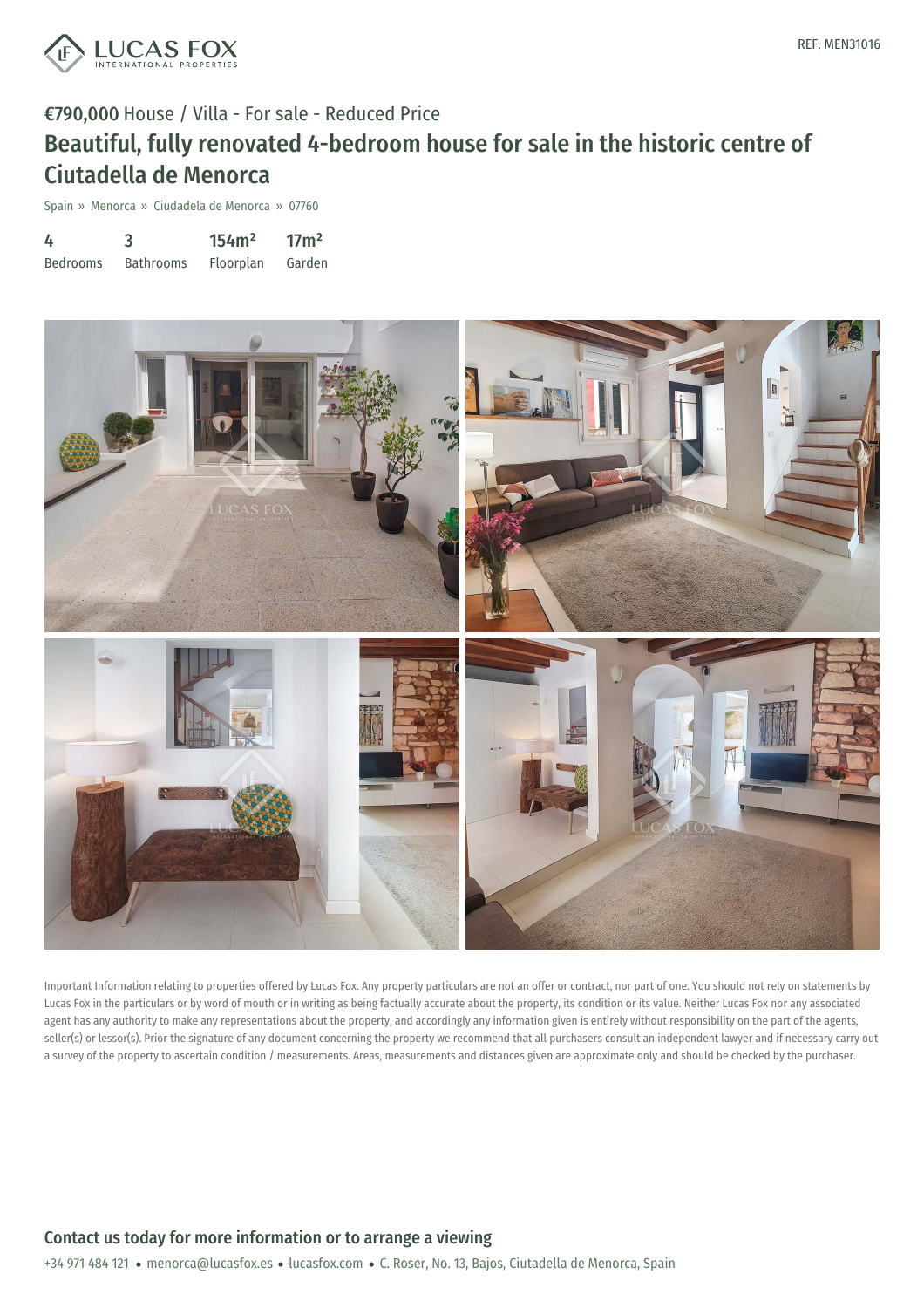REF. MEN31016

**€790,000** House / Villa - For sale - Reduced Price

# Beautiful, fully renovated 4-bedroom house for sale in the historic centre of Ciutadella de Menorca

Spain » Menorca » Ciudadela de Menorca » 07760

| 4 | 3 | 154m² | 17m² |
|---|---|---|---|
| Bedrooms | Bathrooms | Floorplan | Garden |

Important Information relating to properties offered by Lucas Fox. Any property particulars are not an offer or contract, nor part of one. You should not rely on statements by Lucas Fox in the particulars or by word of mouth or in writing as being factually accurate about the property, its condition or its value. Neither Lucas Fox nor any associated agent has any authority to make any representations about the property, and accordingly any information given is entirely without responsibility on the part of the agents, seller(s) or lessor(s). Prior the signature of any document concerning the property we recommend that all purchasers consult an independent lawyer and if necessary carry out a survey of the property to ascertain condition / measurements. Areas, measurements and distances given are approximate only and should be checked by the purchaser.

## Contact us today for more information or to arrange a viewing

+34 971 484 121 • menorca@lucasfox.es • lucasfox.com • C. Roser, No. 13, Bajos, Ciutadella de Menorca, Spain